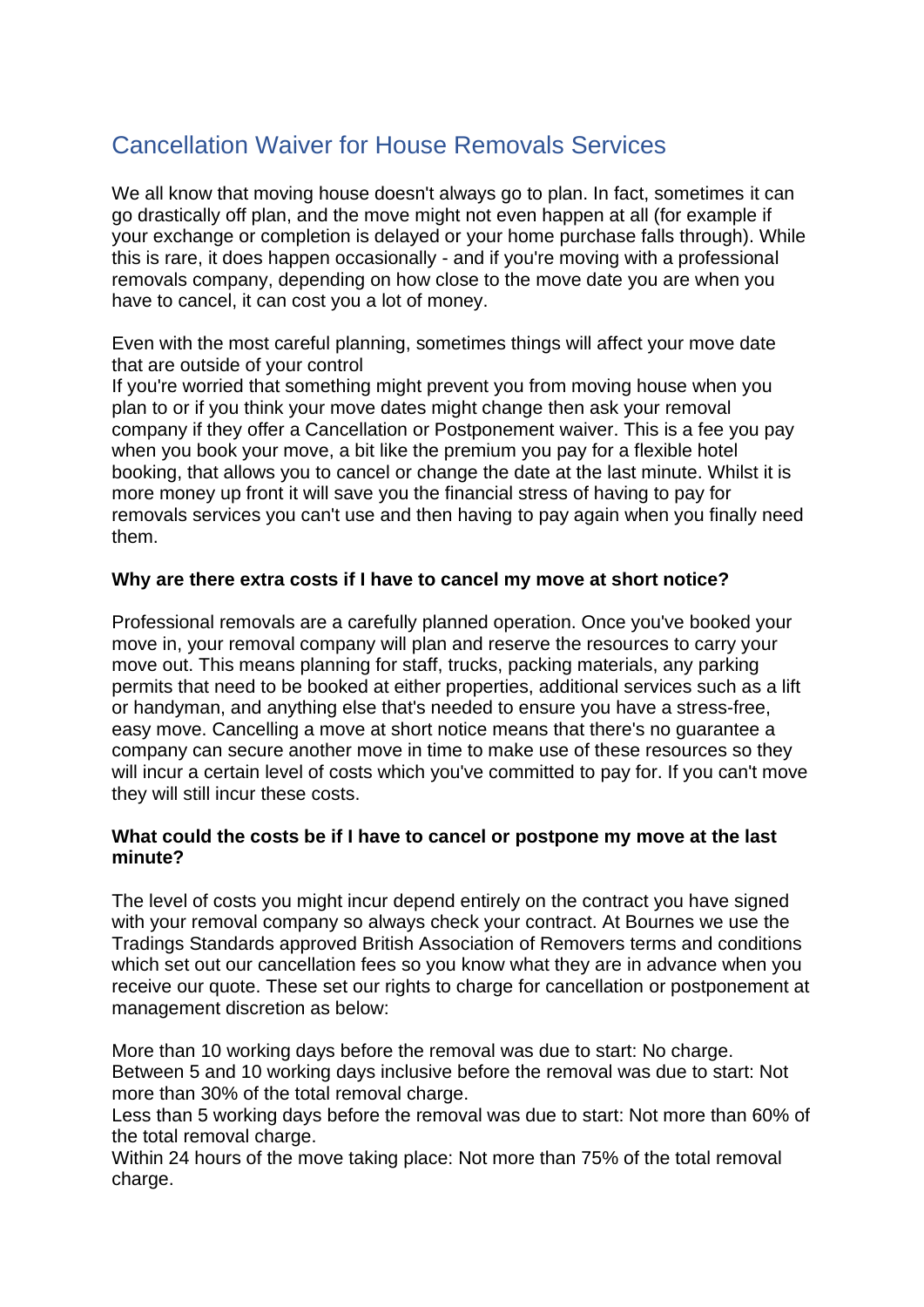# Cancellation Waiver for House Removals Services

We all know that moving house doesn't always go to plan. In fact, sometimes it can go drastically off plan, and the move might not even happen at all (for example if your exchange or completion is delayed or your home purchase falls through). While this is rare, it does happen occasionally - and if you're moving with a professional removals company, depending on how close to the move date you are when you have to cancel, it can cost you a lot of money.

Even with the most careful planning, sometimes things will affect your move date that are outside of your control
If you're worried that something might prevent you from moving house when you plan to or if you think your move dates might change then ask your removal company if they offer a Cancellation or Postponement waiver. This is a fee you pay when you book your move, a bit like the premium you pay for a flexible hotel booking, that allows you to cancel or change the date at the last minute. Whilst it is more money up front it will save you the financial stress of having to pay for removals services you can't use and then having to pay again when you finally need them.

**Why are there extra costs if I have to cancel my move at short notice?**

Professional removals are a carefully planned operation. Once you've booked your move in, your removal company will plan and reserve the resources to carry your move out. This means planning for staff, trucks, packing materials, any parking permits that need to be booked at either properties, additional services such as a lift or handyman, and anything else that's needed to ensure you have a stress-free, easy move. Cancelling a move at short notice means that there's no guarantee a company can secure another move in time to make use of these resources so they will incur a certain level of costs which you've committed to pay for. If you can't move they will still incur these costs.

**What could the costs be if I have to cancel or postpone my move at the last minute?**

The level of costs you might incur depend entirely on the contract you have signed with your removal company so always check your contract. At Bournes we use the Tradings Standards approved British Association of Removers terms and conditions which set out our cancellation fees so you know what they are in advance when you receive our quote. These set our rights to charge for cancellation or postponement at management discretion as below:

More than 10 working days before the removal was due to start: No charge.
Between 5 and 10 working days inclusive before the removal was due to start: Not more than 30% of the total removal charge.
Less than 5 working days before the removal was due to start: Not more than 60% of the total removal charge.
Within 24 hours of the move taking place: Not more than 75% of the total removal charge.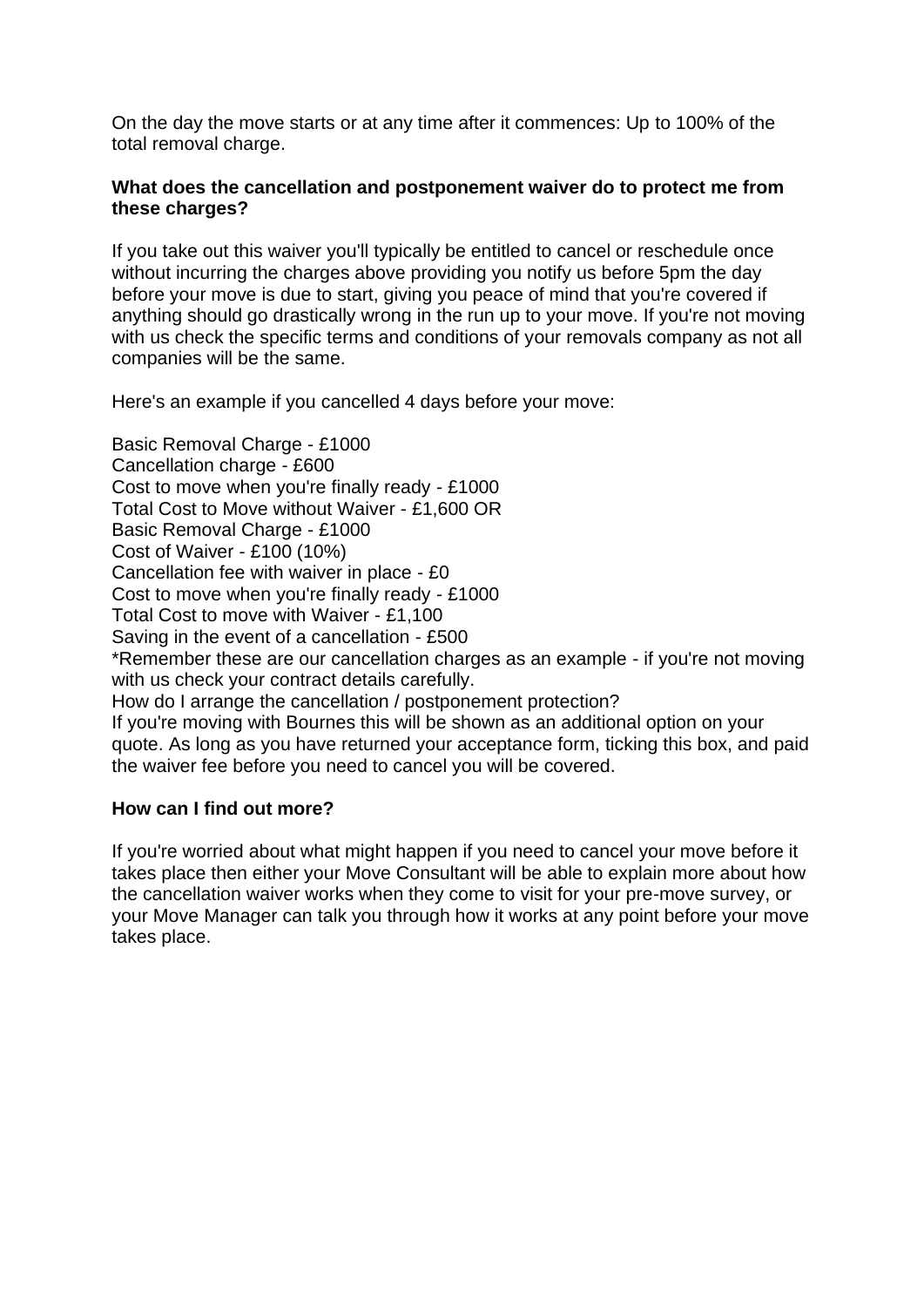On the day the move starts or at any time after it commences: Up to 100% of the total removal charge.

**What does the cancellation and postponement waiver do to protect me from these charges?**

If you take out this waiver you'll typically be entitled to cancel or reschedule once without incurring the charges above providing you notify us before 5pm the day before your move is due to start, giving you peace of mind that you're covered if anything should go drastically wrong in the run up to your move. If you're not moving with us check the specific terms and conditions of your removals company as not all companies will be the same.

Here's an example if you cancelled 4 days before your move:

Basic Removal Charge - £1000
Cancellation charge - £600
Cost to move when you're finally ready - £1000
Total Cost to Move without Waiver - £1,600 OR
Basic Removal Charge - £1000
Cost of Waiver - £100 (10%)
Cancellation fee with waiver in place - £0
Cost to move when you're finally ready - £1000
Total Cost to move with Waiver - £1,100
Saving in the event of a cancellation - £500
*Remember these are our cancellation charges as an example - if you're not moving with us check your contract details carefully.
How do I arrange the cancellation / postponement protection?
If you're moving with Bournes this will be shown as an additional option on your quote. As long as you have returned your acceptance form, ticking this box, and paid the waiver fee before you need to cancel you will be covered.

**How can I find out more?**

If you're worried about what might happen if you need to cancel your move before it takes place then either your Move Consultant will be able to explain more about how the cancellation waiver works when they come to visit for your pre-move survey, or your Move Manager can talk you through how it works at any point before your move takes place.